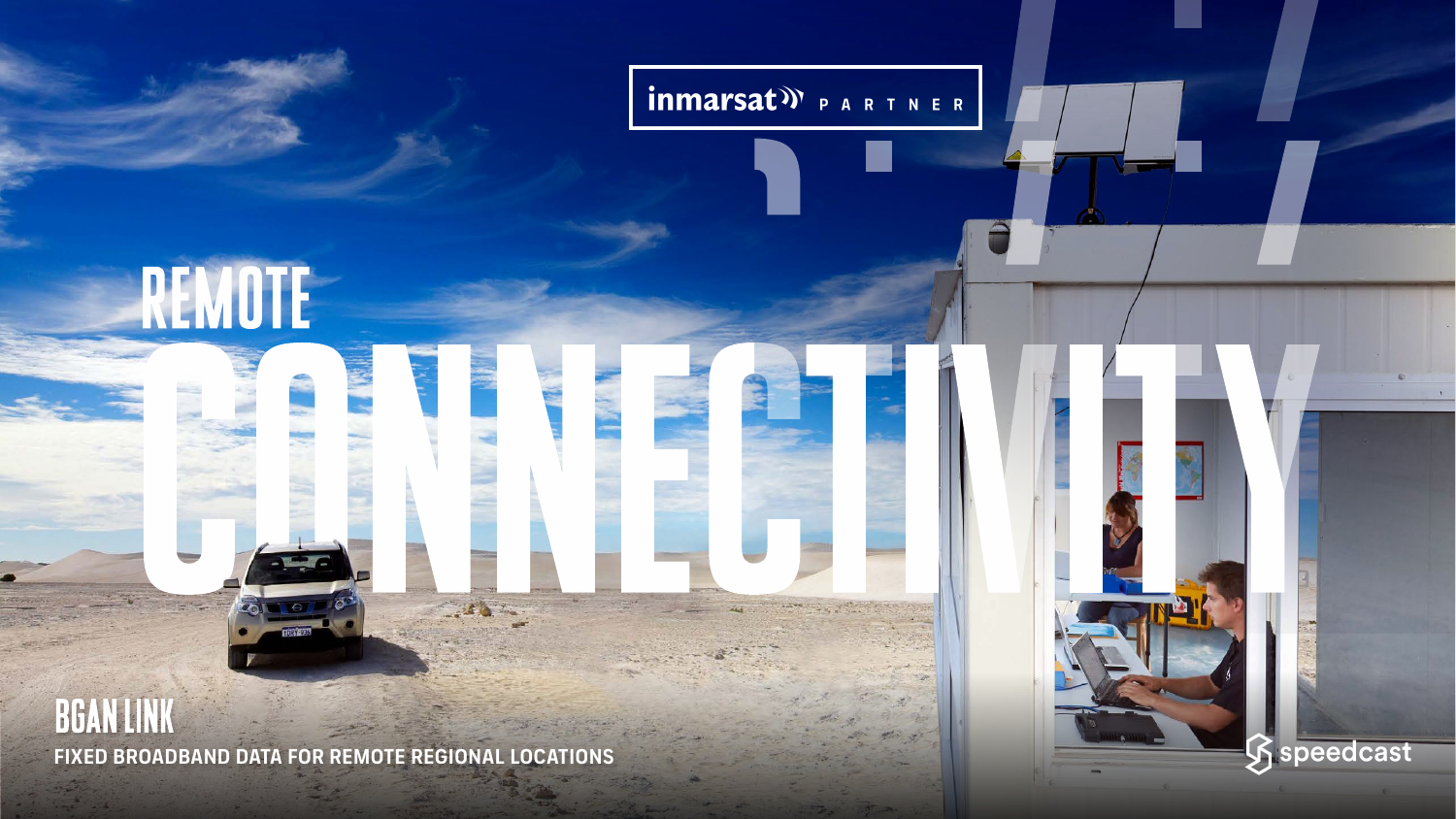inmarsat PARTNER

# REMOTE CONNECTIVITY

## BGAN LINK

**FIXED BROADBAND DATA FOR REMOTE REGIONAL LOCATIONS**

speedcast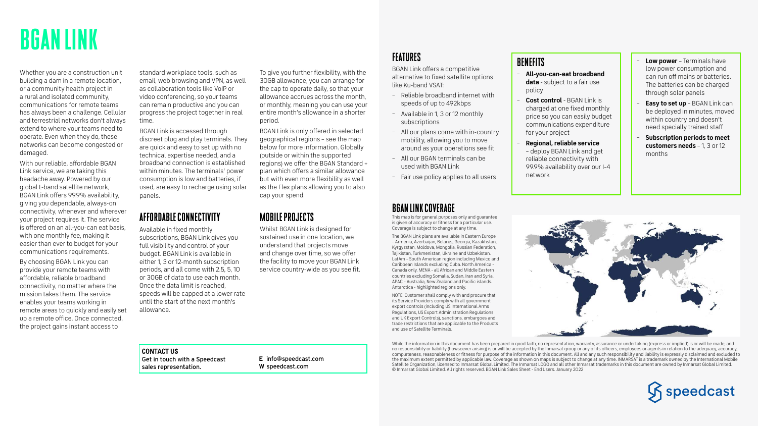# BGAN LINK

Whether you are a construction unit building a dam in a remote location, or a community health project in a rural and isolated community, communications for remote teams has always been a challenge. Cellular and terrestrial networks don't always extend to where your teams need to operate. Even when they do, these networks can become congested or damaged.

With our reliable, affordable BGAN Link service, we are taking this headache away. Powered by our global L-band satellite network, BGAN Link offers 99.9% availability, giving you dependable, always-on connectivity, whenever and wherever your project requires it. The service is offered on an all-you-can eat basis, with one monthly fee, making it easier than ever to budget for your communications requirements.

By choosing BGAN Link you can provide your remote teams with affordable, reliable broadband connectivity, no matter where the mission takes them. The service enables your teams working in remote areas to quickly and easily set up a remote office. Once connected, the project gains instant access to standard workplace tools, such as email, web browsing and VPN, as well as collaboration tools like VoIP or video conferencing, so your teams can remain productive and you can progress the project together in real time.

BGAN Link is accessed through discreet plug and play terminals. They are quick and easy to set up with no technical expertise needed, and a broadband connection is established within minutes. The terminals' power consumption is low and batteries, if used, are easy to recharge using solar panels.

## AFFORDABLE CONNECTIVITY

Available in fixed monthly subscriptions, BGAN Link gives you full visibility and control of your budget. BGAN Link is available in either 1, 3 or 12-month subscription periods, and all come with 2.5, 5, 10 or 30GB of data to use each month. Once the data limit is reached, speeds will be capped at a lower rate until the start of the next month's allowance.

To give you further flexibility, with the 30GB allowance, you can arrange for the cap to operate daily, so that your allowance accrues across the month, or monthly, meaning you can use your entire month's allowance in a shorter period.

BGAN Link is only offered in selected geographical regions – see the map below for more information. Globally (outside or within the supported regions) we offer the BGAN Standard + plan which offers a similar allowance but with even more flexibility as well as the Flex plans allowing you to also cap your spend.

## MOBILE PROJECTS

Whilst BGAN Link is designed for sustained use in one location, we understand that projects move and change over time, so we offer the facility to move your BGAN Link service country-wide as you see fit.

**CONTACT US**
Get in touch with a Speedcast sales representation.

**E** info@speedcast.com
**W** speedcast.com

## FEATURES

BGAN Link offers a competitive alternative to fixed satellite options like Ku-band VSAT:

- Reliable broadband internet with speeds of up to 492kbps
- Available in 1, 3 or 12 monthly subscriptions
- All our plans come with in-country mobility, allowing you to move around as your operations see fit
- All our BGAN terminals can be used with BGAN Link
- Fair use policy applies to all users

## BENEFITS

- **All-you-can-eat broadband data** - subject to a fair use policy
- **Cost control** - BGAN Link is charged at one fixed monthly price so you can easily budget communications expenditure for your project
- **Regional, reliable service** – deploy BGAN Link and get reliable connectivity with 99.9% availability over our I-4 network
- **Low power** – Terminals have low power consumption and can run off mains or batteries. The batteries can be charged through solar panels
- **Easy to set up** – BGAN Link can be deployed in minutes, moved within country and doesn't need specially trained staff
- **Subscription periods to meet customers needs** – 1, 3 or 12 months

## BGAN LINK COVERAGE

This map is for general purposes only and guarantee is given of accuracy or fitness for a particular use. Coverage is subject to change at any time.

The BGAN Link plans are available in Eastern Europe – Armenia, Azerbaijan, Belarus, Georgia, Kazakhstan, Kyrgyzstan, Moldova, Mongolia, Russian Federation, Tajikistan, Turkmenistan, Ukraine and Uzbekistan. LatAm – South American region including Mexico and Caribbean Islands excluding Cuba. North America - Canada only. MENA - all African and Middle Eastern countries excluding Somalia, Sudan, Iran and Syria. APAC – Australia, New Zealand and Pacific islands. Antarctica - highlighted regions only.

NOTE: Customer shall comply with and procure that its Service Providers comply with all government export controls (including US International Arms Regulations, US Export Administration Regulations and UK Export Controls), sanctions, embargoes and trade restrictions that are applicable to the Products and use of Satellite Terminals.

While the information in this document has been prepared in good faith, no representation, warranty, assurance or undertaking (express or implied) is or will be made, and no responsibility or liability (howsoever arising) is or will be accepted by the Inmarsat group or any of its officers, employees or agents in relation to the adequacy, accuracy, completeness, reasonableness or fitness for purpose of the information in this document. All and any such responsibility and liability is expressly disclaimed and excluded to the maximum extent permitted by applicable law. Coverage as shown on maps is subject to change at any time. INMARSAT is a trademark owned by the International Mobile Satellite Organization, licensed to Inmarsat Global Limited. The Inmarsat LOGO and all other Inmarsat trademarks in this document are owned by Inmarsat Global Limited. © Inmarsat Global Limited. All rights reserved. BGAN Link Sales Sheet - End Users. January 2022

speedcast